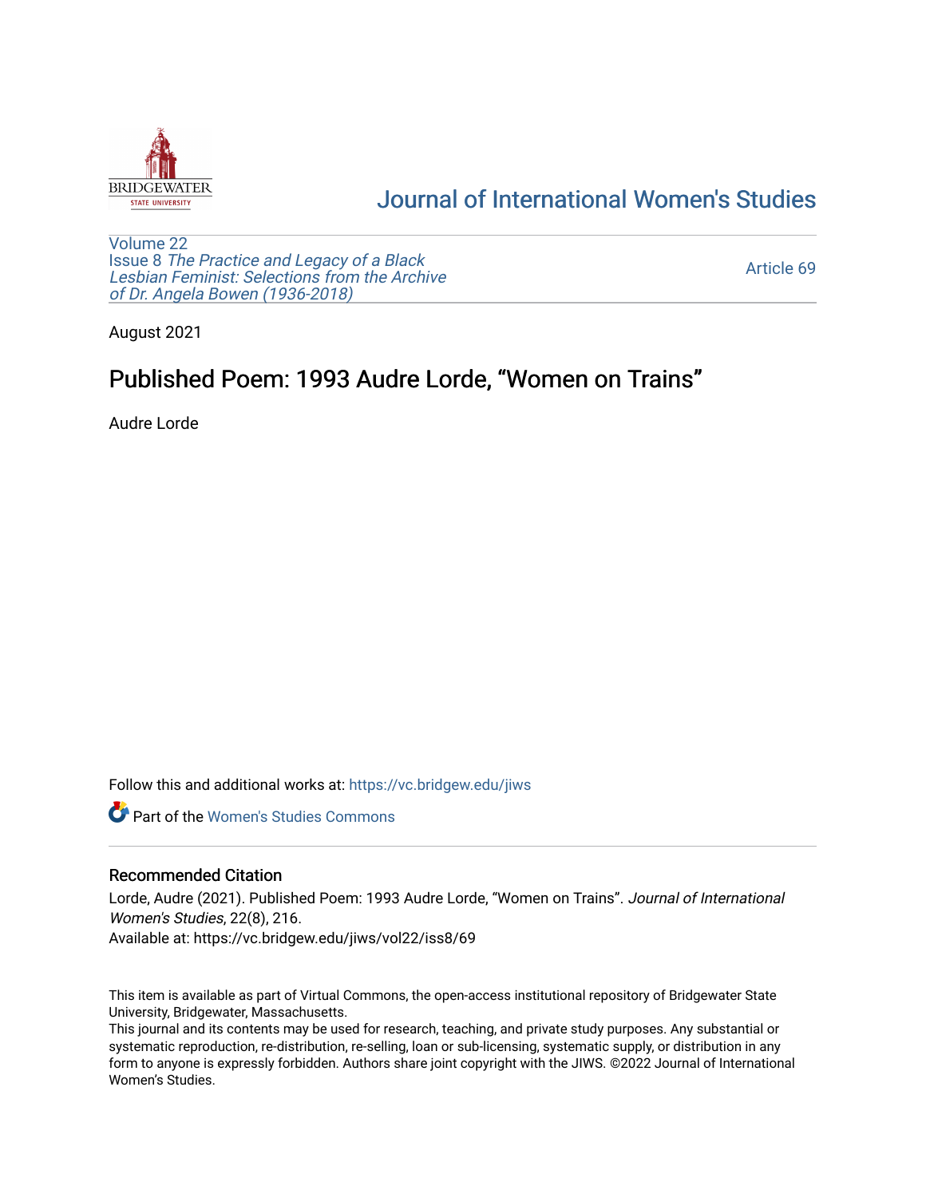Journal of International Women's Studies

Volume 22
Issue 8 *The Practice and Legacy of a Black Lesbian Feminist: Selections from the Archive of Dr. Angela Bowen (1936-2018)*

Article 69

August 2021

# Published Poem: 1993 Audre Lorde, “Women on Trains”

Audre Lorde

Follow this and additional works at: https://vc.bridgew.edu/jiws

Part of the Women's Studies Commons

## Recommended Citation

Lorde, Audre (2021). Published Poem: 1993 Audre Lorde, “Women on Trains”. *Journal of International Women's Studies*, 22(8), 216.
Available at: https://vc.bridgew.edu/jiws/vol22/iss8/69

This item is available as part of Virtual Commons, the open-access institutional repository of Bridgewater State University, Bridgewater, Massachusetts.
This journal and its contents may be used for research, teaching, and private study purposes. Any substantial or systematic reproduction, re-distribution, re-selling, loan or sub-licensing, systematic supply, or distribution in any form to anyone is expressly forbidden. Authors share joint copyright with the JIWS. ©2022 Journal of International Women's Studies.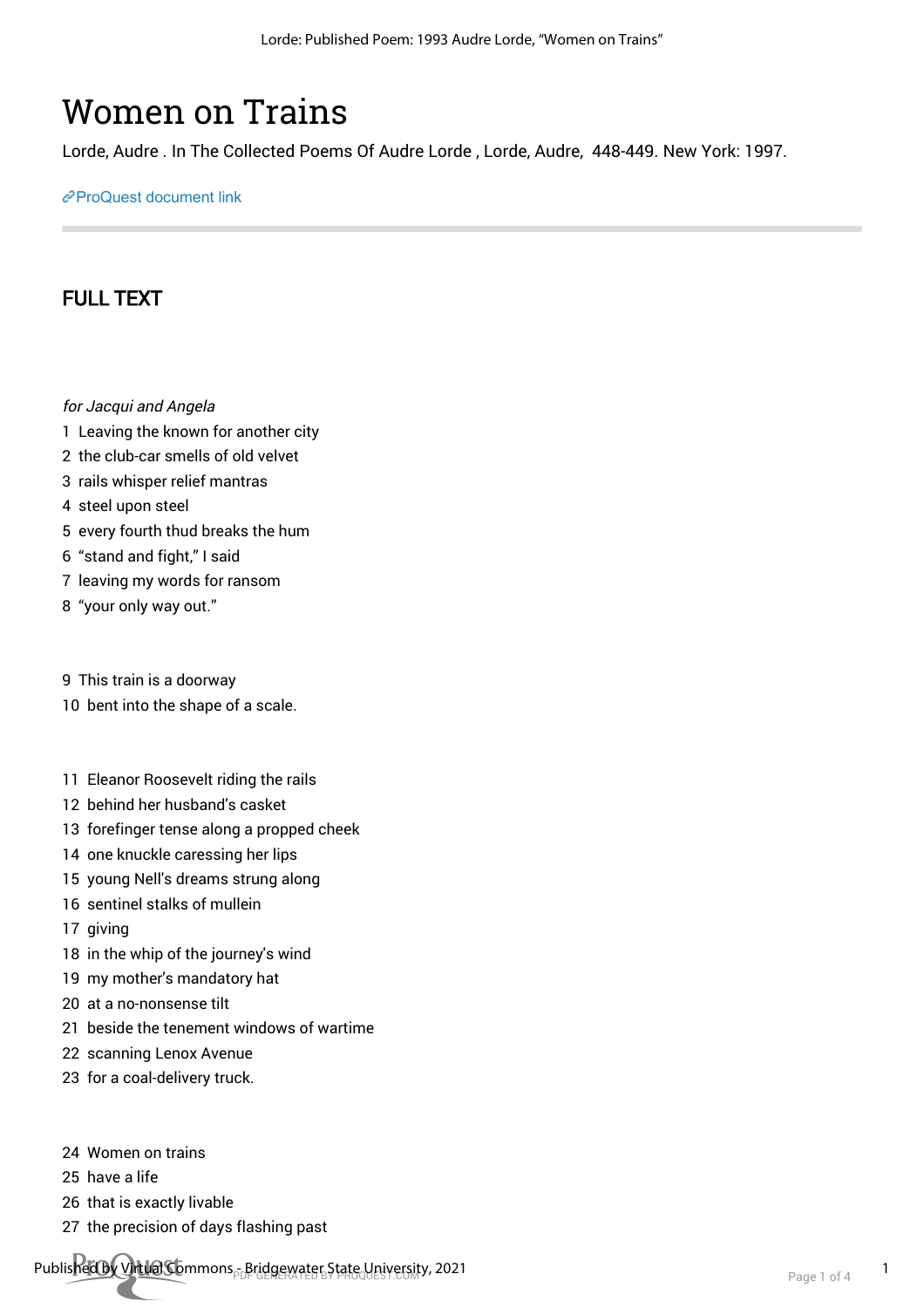# Women on Trains

Lorde, Audre . In The Collected Poems Of Audre Lorde , Lorde, Audre, 448-449. New York: 1997.

[ProQuest document link]

## FULL TEXT

*for Jacqui and Angela*

1 Leaving the known for another city
2 the club-car smells of old velvet
3 rails whisper relief mantras
4 steel upon steel
5 every fourth thud breaks the hum
6 "stand and fight," I said
7 leaving my words for ransom
8 "your only way out."

9 This train is a doorway
10 bent into the shape of a scale.

11 Eleanor Roosevelt riding the rails
12 behind her husband's casket
13 forefinger tense along a propped cheek
14 one knuckle caressing her lips
15 young Nell's dreams strung along
16 sentinel stalks of mullein
17 giving
18 in the whip of the journey's wind
19 my mother's mandatory hat
20 at a no-nonsense tilt
21 beside the tenement windows of wartime
22 scanning Lenox Avenue
23 for a coal-delivery truck.

24 Women on trains
25 have a life
26 that is exactly livable
27 the precision of days flashing past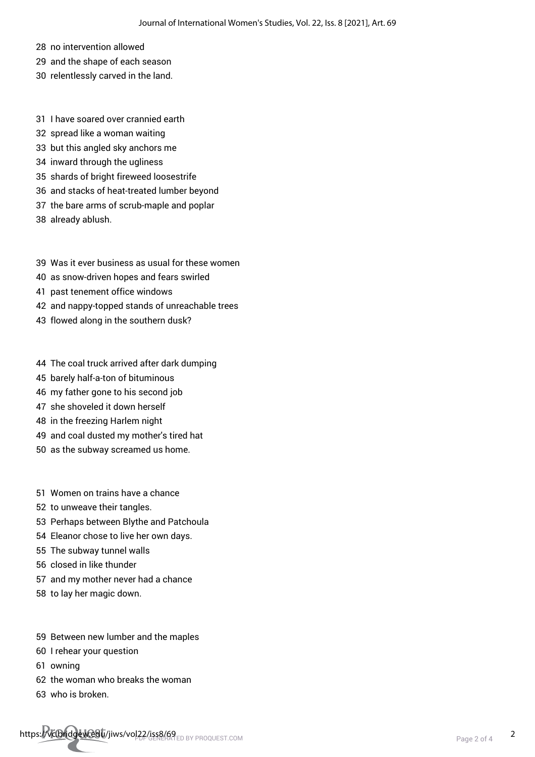28 no intervention allowed
29 and the shape of each season
30 relentlessly carved in the land.

31 I have soared over crannied earth
32 spread like a woman waiting
33 but this angled sky anchors me
34 inward through the ugliness
35 shards of bright fireweed loosestrife
36 and stacks of heat-treated lumber beyond
37 the bare arms of scrub-maple and poplar
38 already ablush.

39 Was it ever business as usual for these women
40 as snow-driven hopes and fears swirled
41 past tenement office windows
42 and nappy-topped stands of unreachable trees
43 flowed along in the southern dusk?

44 The coal truck arrived after dark dumping
45 barely half-a-ton of bituminous
46 my father gone to his second job
47 she shoveled it down herself
48 in the freezing Harlem night
49 and coal dusted my mother's tired hat
50 as the subway screamed us home.

51 Women on trains have a chance
52 to unweave their tangles.
53 Perhaps between Blythe and Patchoula
54 Eleanor chose to live her own days.
55 The subway tunnel walls
56 closed in like thunder
57 and my mother never had a chance
58 to lay her magic down.

59 Between new lumber and the maples
60 I rehear your question
61 owning
62 the woman who breaks the woman
63 who is broken.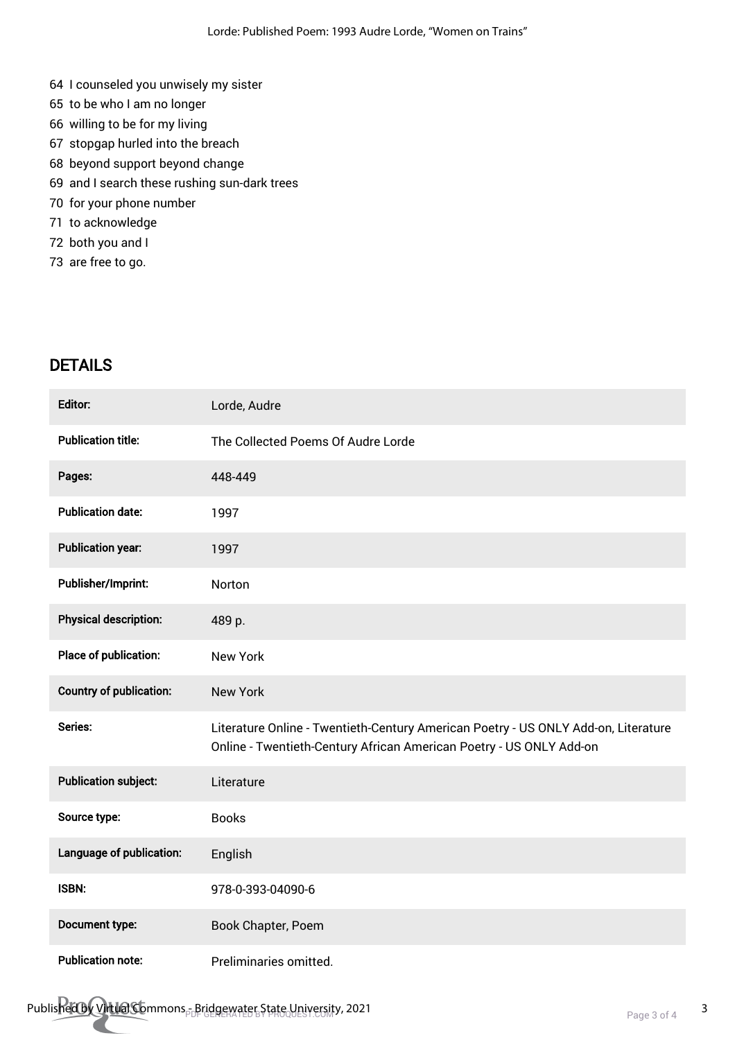64 I counseled you unwisely my sister
65 to be who I am no longer
66 willing to be for my living
67 stopgap hurled into the breach
68 beyond support beyond change
69 and I search these rushing sun-dark trees
70 for your phone number
71 to acknowledge
72 both you and I
73 are free to go.

## DETAILS

| | |
|---|---|
| **Editor:** | Lorde, Audre |
| **Publication title:** | The Collected Poems Of Audre Lorde |
| **Pages:** | 448-449 |
| **Publication date:** | 1997 |
| **Publication year:** | 1997 |
| **Publisher/Imprint:** | Norton |
| **Physical description:** | 489 p. |
| **Place of publication:** | New York |
| **Country of publication:** | New York |
| **Series:** | Literature Online - Twentieth-Century American Poetry - US ONLY Add-on, Literature Online - Twentieth-Century African American Poetry - US ONLY Add-on |
| **Publication subject:** | Literature |
| **Source type:** | Books |
| **Language of publication:** | English |
| **ISBN:** | 978-0-393-04090-6 |
| **Document type:** | Book Chapter, Poem |
| **Publication note:** | Preliminaries omitted. |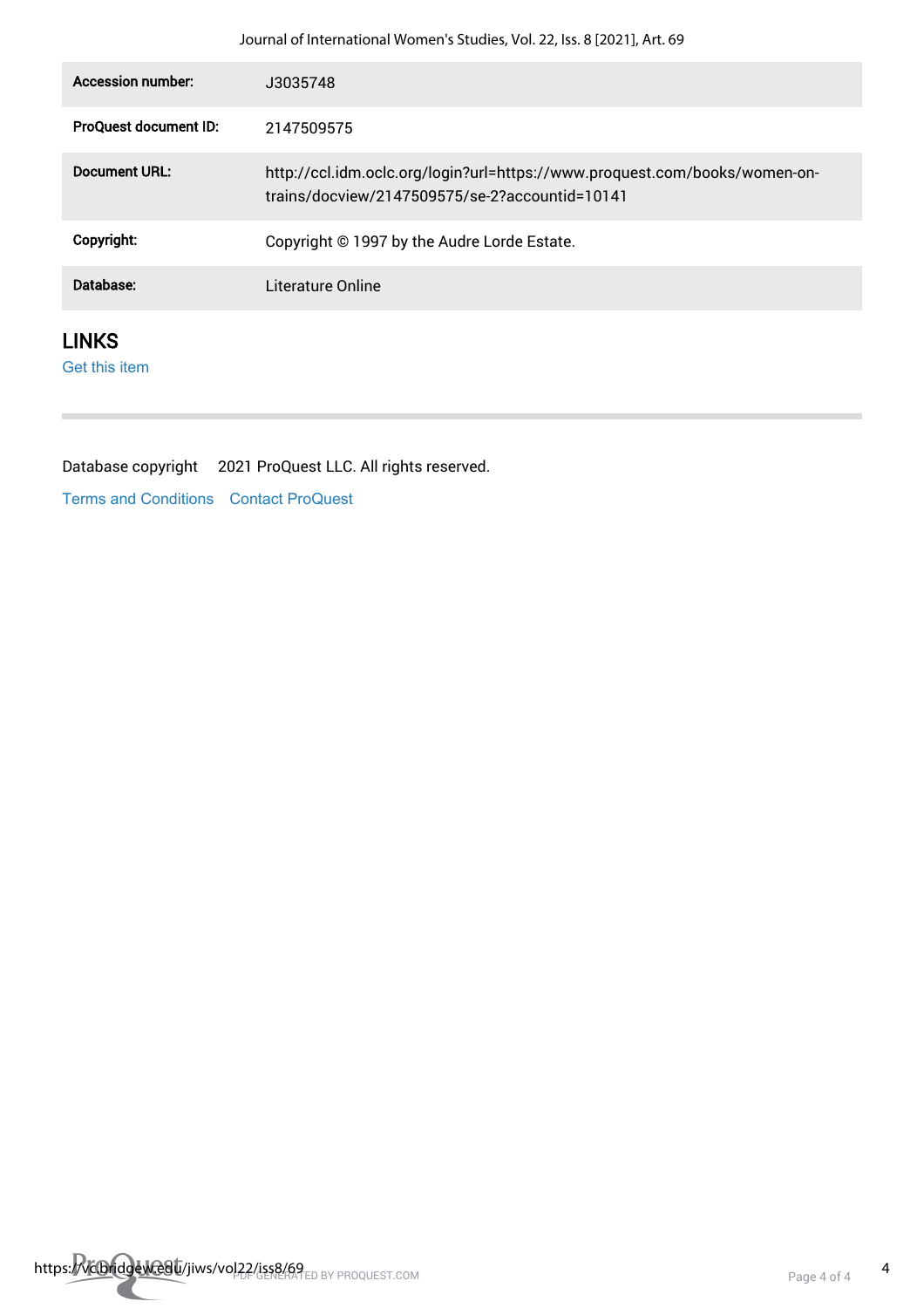| | |
|---|---|
| **Accession number:** | J3035748 |
| **ProQuest document ID:** | 2147509575 |
| **Document URL:** | http://ccl.idm.oclc.org/login?url=https://www.proquest.com/books/women-on-trains/docview/2147509575/se-2?accountid=10141 |
| **Copyright:** | Copyright © 1997 by the Audre Lorde Estate. |
| **Database:** | Literature Online |

## LINKS

Get this item

---

Database copyright 2021 ProQuest LLC. All rights reserved.

Terms and Conditions   Contact ProQuest